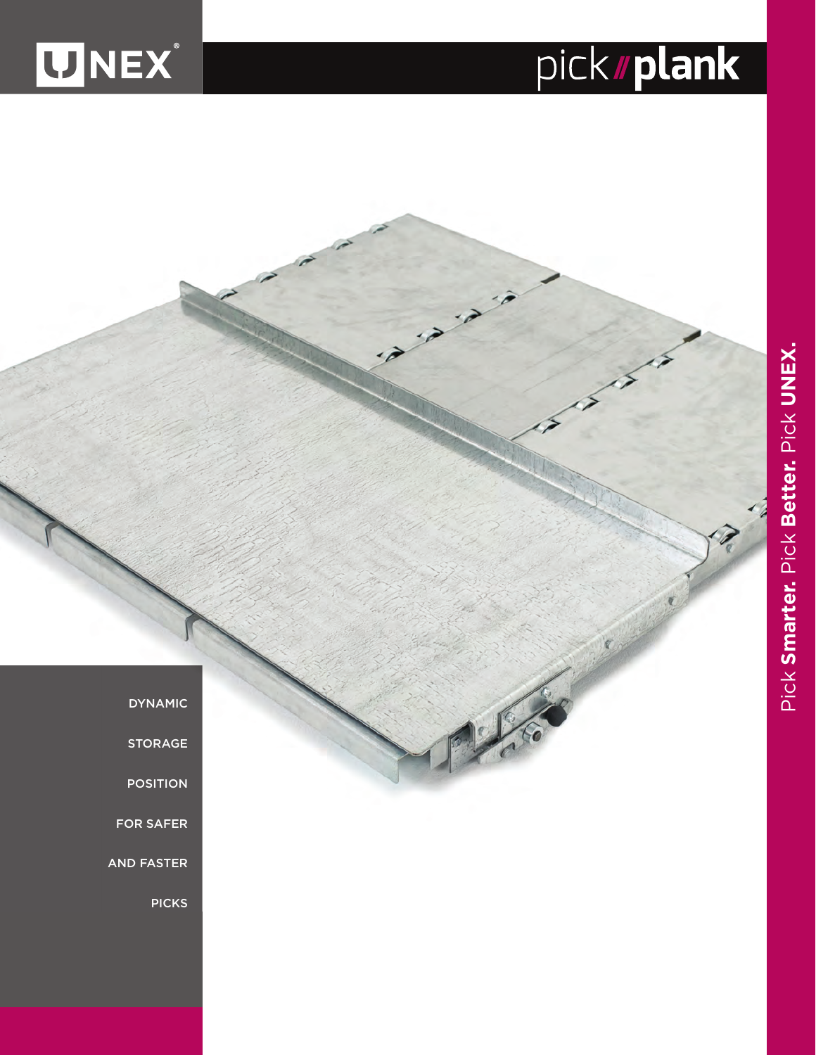# UNEX®

## pick//plank

DYNAMIC STORAGE POSITION FOR SAFER AND FASTER PICKS

Pick **Smarter.** Pick **Better.** Pick **UNEX.**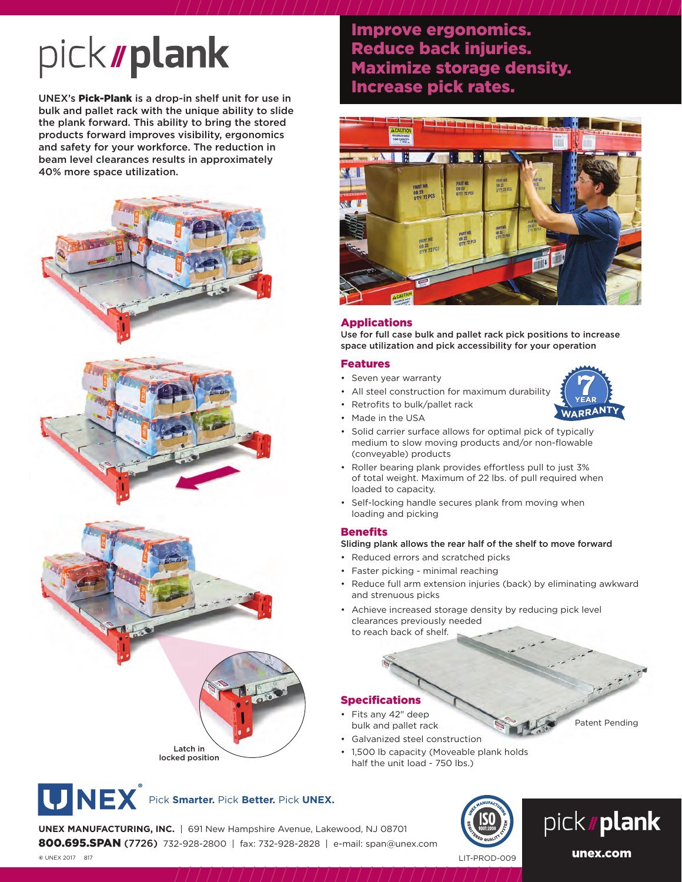# pick // plank

UNEX's **Pick-Plank** is a drop-in shelf unit for use in bulk and pallet rack with the unique ability to slide the plank forward. This ability to bring the stored products forward improves visibility, ergonomics and safety for your workforce. The reduction in beam level clearances results in approximately 40% more space utilization.

Latch in locked position

## Improve ergonomics. Reduce back injuries. Maximize storage density. Increase pick rates.

## Applications

Use for full case bulk and pallet rack pick positions to increase space utilization and pick accessibility for your operation

## Features

- Seven year warranty
- All steel construction for maximum durability
- Retrofits to bulk/pallet rack
- Made in the USA
- Solid carrier surface allows for optimal pick of typically medium to slow moving products and/or non-flowable (conveyable) products
- Roller bearing plank provides effortless pull to just 3% of total weight. Maximum of 22 lbs. of pull required when loaded to capacity.
- Self-locking handle secures plank from moving when loading and picking

7 YEAR WARRANTY

## Benefits

Sliding plank allows the rear half of the shelf to move forward

- Reduced errors and scratched picks
- Faster picking - minimal reaching
- Reduce full arm extension injuries (back) by eliminating awkward and strenuous picks
- Achieve increased storage density by reducing pick level clearances previously needed to reach back of shelf.

## Specifications

- Fits any 42" deep bulk and pallet rack
- Galvanized steel construction
- 1,500 lb capacity (Moveable plank holds half the unit load - 750 lbs.)

Patent Pending

UNEX® Pick **Smarter.** Pick **Better.** Pick **UNEX.**

**UNEX MANUFACTURING, INC.** | 691 New Hampshire Avenue, Lakewood, NJ 08701
**800.695.SPAN (7726)** 732-928-2800 | fax: 732-928-2828 | e-mail: span@unex.com

© UNEX 2017 817

LIT-PROD-009

pick // plank

**unex.com**